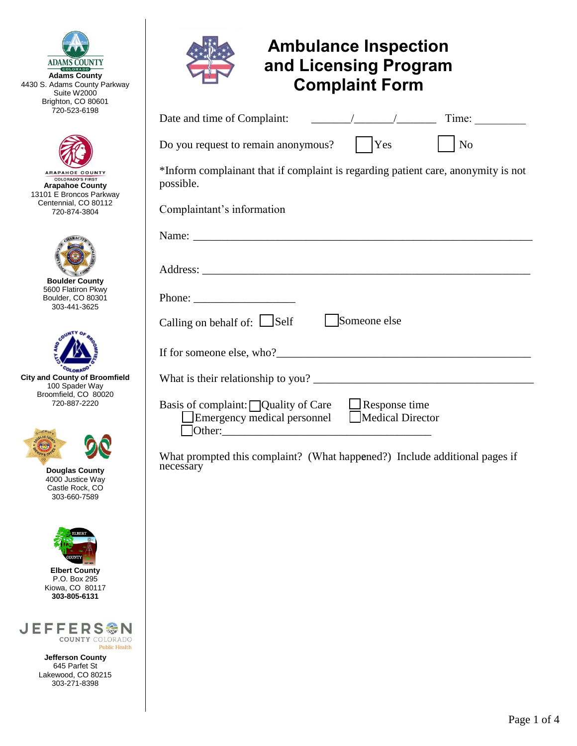# Ambulance Inspection and Licensing Program Complaint Form

**Adams County**
4430 S. Adams County Parkway
Suite W2000
Brighton, CO 80601
720-523-6198

**Arapahoe County**
13101 E Broncos Parkway
Centennial, CO 80112
720-874-3804

**Boulder County**
5600 Flatiron Pkwy
Boulder, CO 80301
303-441-3625

**City and County of Broomfield**
100 Spader Way
Broomfield, CO 80020
720-887-2220

**Douglas County**
4000 Justice Way
Castle Rock, CO
303-660-7589

**Elbert County**
P.O. Box 295
Kiowa, CO 80117
**303-805-6131**

**Jefferson County**
645 Parfet St
Lakewood, CO 80215
303-271-8398

---

Date and time of Complaint: _______/_______/_______ Time: _________

Do you request to remain anonymous? ☐ Yes ☐ No

*Inform complainant that if complaint is regarding patient care, anonymity is not possible.

Complainant's information

Name: ____________________________________________________________

Address: __________________________________________________________

Phone: __________________

Calling on behalf of: ☐ Self ☐ Someone else

If for someone else, who?_____________________________________________

What is their relationship to you? ______________________________________

Basis of complaint: ☐ Quality of Care ☐ Response time
☐ Emergency medical personnel ☐ Medical Director
☐ Other:____________________________________

What prompted this complaint? (What happened?) Include additional pages if necessary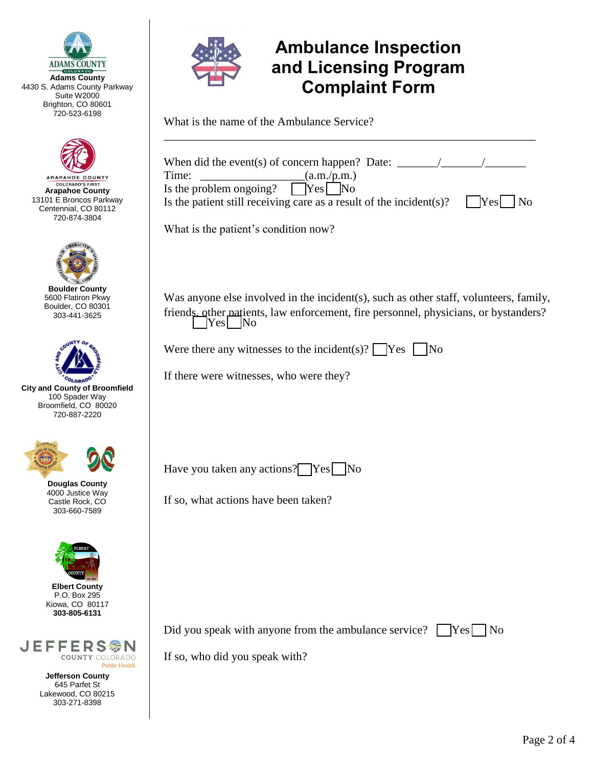**Adams County**
4430 S. Adams County Parkway
Suite W2000
Brighton, CO 80601
720-523-6198

**Arapahoe County**
13101 E Broncos Parkway
Centennial, CO 80112
720-874-3804

**Boulder County**
5600 Flatiron Pkwy
Boulder, CO 80301
303-441-3625

**City and County of Broomfield**
100 Spader Way
Broomfield, CO 80020
720-887-2220

**Douglas County**
4000 Justice Way
Castle Rock, CO
303-660-7589

**Elbert County**
P.O. Box 295
Kiowa, CO 80117
**303-805-6131**

**Jefferson County**
645 Parfet St
Lakewood, CO 80215
303-271-8398

# Ambulance Inspection and Licensing Program Complaint Form

What is the name of the Ambulance Service?

______________________________________________________________

When did the event(s) of concern happen? Date: _______/_______/_______
Time: _________________(a.m./p.m.)
Is the problem ongoing? ☐ Yes ☐ No
Is the patient still receiving care as a result of the incident(s)? ☐ Yes ☐ No

What is the patient's condition now?

Was anyone else involved in the incident(s), such as other staff, volunteers, family, friends, other patients, law enforcement, fire personnel, physicians, or bystanders? ☐ Yes ☐ No

Were there any witnesses to the incident(s)? ☐ Yes ☐ No

If there were witnesses, who were they?

Have you taken any actions? ☐ Yes ☐ No

If so, what actions have been taken?

Did you speak with anyone from the ambulance service? ☐ Yes ☐ No

If so, who did you speak with?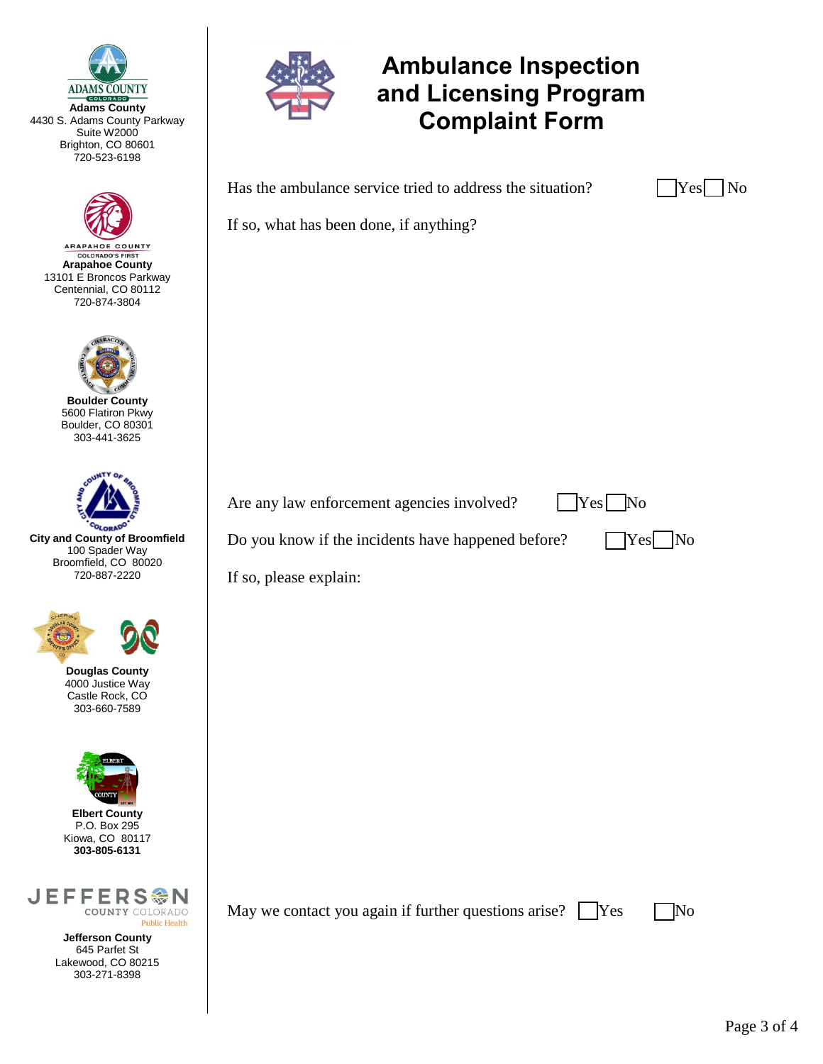**Adams County**
4430 S. Adams County Parkway
Suite W2000
Brighton, CO 80601
720-523-6198

**Arapahoe County**
13101 E Broncos Parkway
Centennial, CO 80112
720-874-3804

**Boulder County**
5600 Flatiron Pkwy
Boulder, CO 80301
303-441-3625

**City and County of Broomfield**
100 Spader Way
Broomfield, CO 80020
720-887-2220

**Douglas County**
4000 Justice Way
Castle Rock, CO
303-660-7589

**Elbert County**
P.O. Box 295
Kiowa, CO 80117
**303-805-6131**

**Jefferson County**
645 Parfet St
Lakewood, CO 80215
303-271-8398

# Ambulance Inspection and Licensing Program Complaint Form

Has the ambulance service tried to address the situation? ☐ Yes ☐ No

If so, what has been done, if anything?

Are any law enforcement agencies involved? ☐ Yes ☐ No

Do you know if the incidents have happened before? ☐ Yes ☐ No

If so, please explain:

May we contact you again if further questions arise? ☐ Yes ☐ No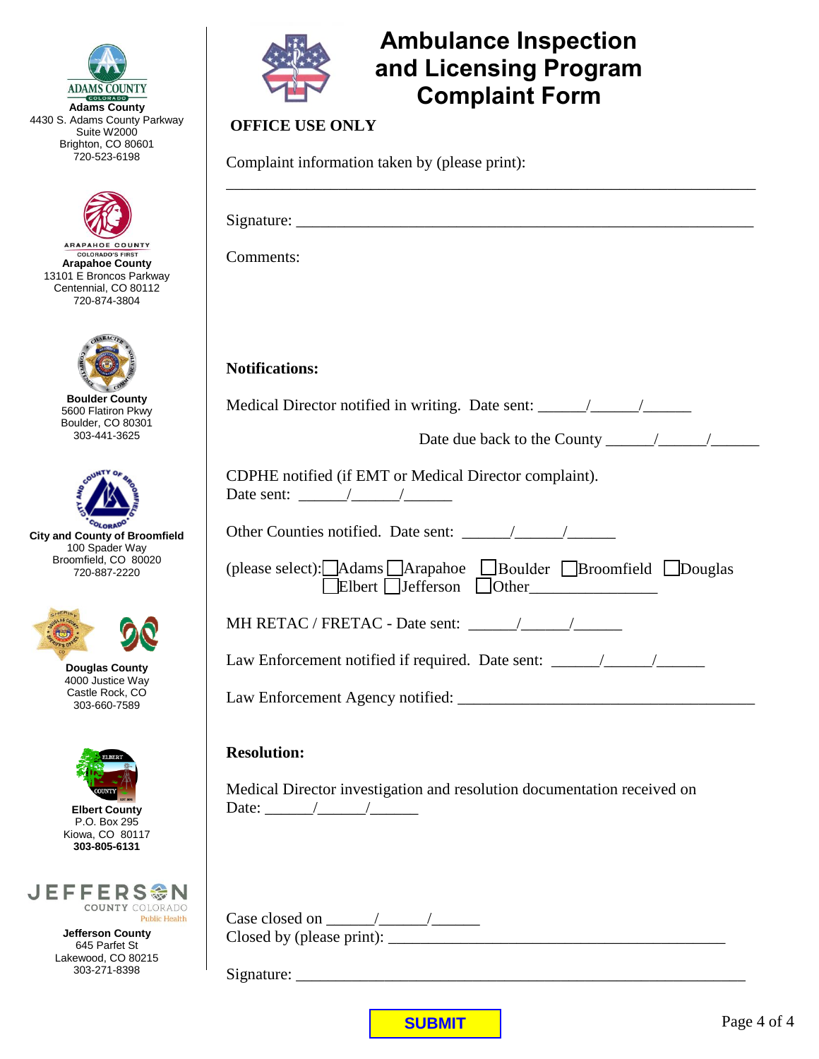**Adams County**
4430 S. Adams County Parkway
Suite W2000
Brighton, CO 80601
720-523-6198

**Arapahoe County**
13101 E Broncos Parkway
Centennial, CO 80112
720-874-3804

**Boulder County**
5600 Flatiron Pkwy
Boulder, CO 80301
303-441-3625

**City and County of Broomfield**
100 Spader Way
Broomfield, CO 80020
720-887-2220

**Douglas County**
4000 Justice Way
Castle Rock, CO
303-660-7589

**Elbert County**
P.O. Box 295
Kiowa, CO 80117
**303-805-6131**

**Jefferson County**
645 Parfet St
Lakewood, CO 80215
303-271-8398

# Ambulance Inspection and Licensing Program Complaint Form

**OFFICE USE ONLY**

Complaint information taken by (please print):

_______________________________________________________________

Signature: _______________________________________________________

Comments:

**Notifications:**

Medical Director notified in writing. Date sent: ______/______/______

Date due back to the County ______/______/______

CDPHE notified (if EMT or Medical Director complaint).
Date sent: ______/______/______

Other Counties notified. Date sent: ______/______/______

(please select): ☐ Adams ☐ Arapahoe ☐ Boulder ☐ Broomfield ☐ Douglas ☐ Elbert ☐ Jefferson ☐ Other________________

MH RETAC / FRETAC - Date sent: ______/______/______

Law Enforcement notified if required. Date sent: ______/______/______

Law Enforcement Agency notified: _____________________________________

**Resolution:**

Medical Director investigation and resolution documentation received on
Date: ______/______/______

Case closed on ______/______/______
Closed by (please print): __________________________________________

Signature: _______________________________________________________

**SUBMIT**